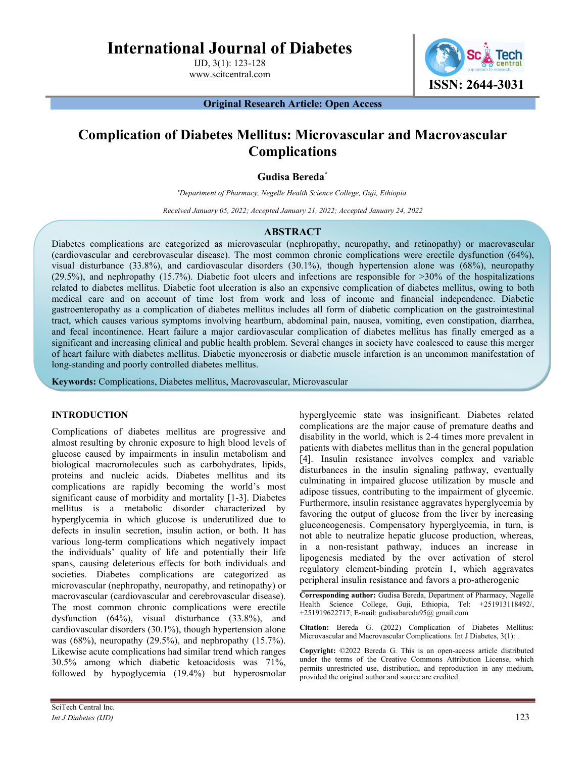# International Journal of Diabetes

IJD, 3(1): 123-128
www.scitcentral.com

ISSN: 2644-3031

**Original Research Article: Open Access**

# Complication of Diabetes Mellitus: Microvascular and Macrovascular Complications

**Gudisa Bereda[*]**

[*]*Department of Pharmacy, Negelle Health Science College, Guji, Ethiopia.*

*Received January 05, 2022; Accepted January 21, 2022; Accepted January 24, 2022*

## ABSTRACT

Diabetes complications are categorized as microvascular (nephropathy, neuropathy, and retinopathy) or macrovascular (cardiovascular and cerebrovascular disease). The most common chronic complications were erectile dysfunction (64%), visual disturbance (33.8%), and cardiovascular disorders (30.1%), though hypertension alone was (68%), neuropathy (29.5%), and nephropathy (15.7%). Diabetic foot ulcers and infections are responsible for >30% of the hospitalizations related to diabetes mellitus. Diabetic foot ulceration is also an expensive complication of diabetes mellitus, owing to both medical care and on account of time lost from work and loss of income and financial independence. Diabetic gastroenteropathy as a complication of diabetes mellitus includes all form of diabetic complication on the gastrointestinal tract, which causes various symptoms involving heartburn, abdominal pain, nausea, vomiting, even constipation, diarrhea, and fecal incontinence. Heart failure a major cardiovascular complication of diabetes mellitus has finally emerged as a significant and increasing clinical and public health problem. Several changes in society have coalesced to cause this merger of heart failure with diabetes mellitus. Diabetic myonecrosis or diabetic muscle infarction is an uncommon manifestation of long-standing and poorly controlled diabetes mellitus.

**Keywords:** Complications, Diabetes mellitus, Macrovascular, Microvascular

## INTRODUCTION

Complications of diabetes mellitus are progressive and almost resulting by chronic exposure to high blood levels of glucose caused by impairments in insulin metabolism and biological macromolecules such as carbohydrates, lipids, proteins and nucleic acids. Diabetes mellitus and its complications are rapidly becoming the world's most significant cause of morbidity and mortality [1-3]. Diabetes mellitus is a metabolic disorder characterized by hyperglycemia in which glucose is underutilized due to defects in insulin secretion, insulin action, or both. It has various long-term complications which negatively impact the individuals' quality of life and potentially their life spans, causing deleterious effects for both individuals and societies. Diabetes complications are categorized as microvascular (nephropathy, neuropathy, and retinopathy) or macrovascular (cardiovascular and cerebrovascular disease). The most common chronic complications were erectile dysfunction (64%), visual disturbance (33.8%), and cardiovascular disorders (30.1%), though hypertension alone was (68%), neuropathy (29.5%), and nephropathy (15.7%). Likewise acute complications had similar trend which ranges 30.5% among which diabetic ketoacidosis was 71%, followed by hypoglycemia (19.4%) but hyperosmolar hyperglycemic state was insignificant. Diabetes related complications are the major cause of premature deaths and disability in the world, which is 2-4 times more prevalent in patients with diabetes mellitus than in the general population [4]. Insulin resistance involves complex and variable disturbances in the insulin signaling pathway, eventually culminating in impaired glucose utilization by muscle and adipose tissues, contributing to the impairment of glycemic. Furthermore, insulin resistance aggravates hyperglycemia by favoring the output of glucose from the liver by increasing gluconeogenesis. Compensatory hyperglycemia, in turn, is not able to neutralize hepatic glucose production, whereas, in a non-resistant pathway, induces an increase in lipogenesis mediated by the over activation of sterol regulatory element-binding protein 1, which aggravates peripheral insulin resistance and favors a pro-atherogenic

**Corresponding author:** Gudisa Bereda, Department of Pharmacy, Negelle Health Science College, Guji, Ethiopia, Tel: +251913118492/, +251919622717; E-mail: gudisabareda95@ gmail.com

**Citation:** Bereda G. (2022) Complication of Diabetes Mellitus: Microvascular and Macrovascular Complications. Int J Diabetes, 3(1): .

**Copyright:** ©2022 Bereda G. This is an open-access article distributed under the terms of the Creative Commons Attribution License, which permits unrestricted use, distribution, and reproduction in any medium, provided the original author and source are credited.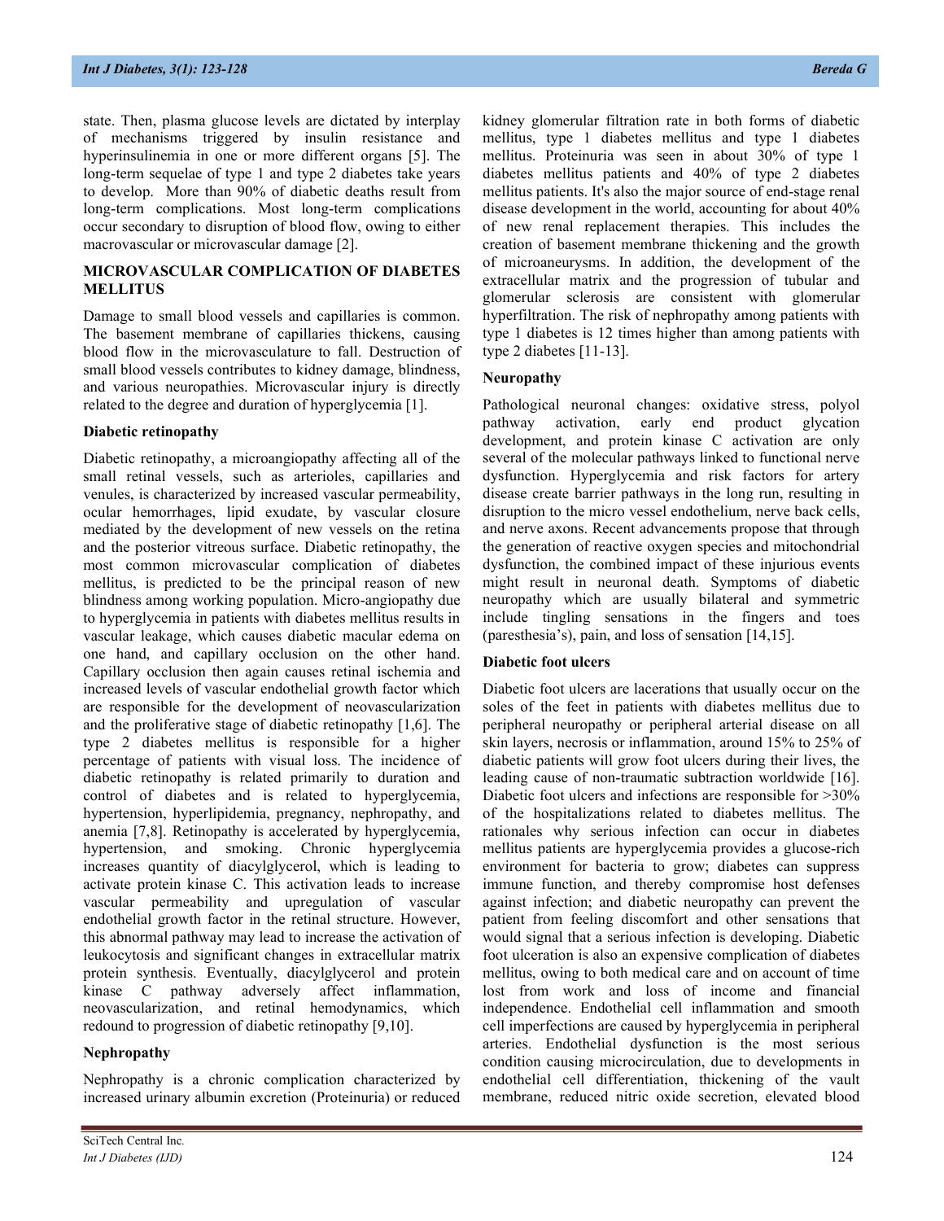state. Then, plasma glucose levels are dictated by interplay of mechanisms triggered by insulin resistance and hyperinsulinemia in one or more different organs [5]. The long-term sequelae of type 1 and type 2 diabetes take years to develop. More than 90% of diabetic deaths result from long-term complications. Most long-term complications occur secondary to disruption of blood flow, owing to either macrovascular or microvascular damage [2].

## MICROVASCULAR COMPLICATION OF DIABETES MELLITUS

Damage to small blood vessels and capillaries is common. The basement membrane of capillaries thickens, causing blood flow in the microvasculature to fall. Destruction of small blood vessels contributes to kidney damage, blindness, and various neuropathies. Microvascular injury is directly related to the degree and duration of hyperglycemia [1].

### Diabetic retinopathy

Diabetic retinopathy, a microangiopathy affecting all of the small retinal vessels, such as arterioles, capillaries and venules, is characterized by increased vascular permeability, ocular hemorrhages, lipid exudate, by vascular closure mediated by the development of new vessels on the retina and the posterior vitreous surface. Diabetic retinopathy, the most common microvascular complication of diabetes mellitus, is predicted to be the principal reason of new blindness among working population. Micro-angiopathy due to hyperglycemia in patients with diabetes mellitus results in vascular leakage, which causes diabetic macular edema on one hand, and capillary occlusion on the other hand. Capillary occlusion then again causes retinal ischemia and increased levels of vascular endothelial growth factor which are responsible for the development of neovascularization and the proliferative stage of diabetic retinopathy [1,6]. The type 2 diabetes mellitus is responsible for a higher percentage of patients with visual loss. The incidence of diabetic retinopathy is related primarily to duration and control of diabetes and is related to hyperglycemia, hypertension, hyperlipidemia, pregnancy, nephropathy, and anemia [7,8]. Retinopathy is accelerated by hyperglycemia, hypertension, and smoking. Chronic hyperglycemia increases quantity of diacylglycerol, which is leading to activate protein kinase C. This activation leads to increase vascular permeability and upregulation of vascular endothelial growth factor in the retinal structure. However, this abnormal pathway may lead to increase the activation of leukocytosis and significant changes in extracellular matrix protein synthesis. Eventually, diacylglycerol and protein kinase C pathway adversely affect inflammation, neovascularization, and retinal hemodynamics, which redound to progression of diabetic retinopathy [9,10].

### Nephropathy

Nephropathy is a chronic complication characterized by increased urinary albumin excretion (Proteinuria) or reduced kidney glomerular filtration rate in both forms of diabetic mellitus, type 1 diabetes mellitus and type 1 diabetes mellitus. Proteinuria was seen in about 30% of type 1 diabetes mellitus patients and 40% of type 2 diabetes mellitus patients. It's also the major source of end-stage renal disease development in the world, accounting for about 40% of new renal replacement therapies. This includes the creation of basement membrane thickening and the growth of microaneurysms. In addition, the development of the extracellular matrix and the progression of tubular and glomerular sclerosis are consistent with glomerular hyperfiltration. The risk of nephropathy among patients with type 1 diabetes is 12 times higher than among patients with type 2 diabetes [11-13].

### Neuropathy

Pathological neuronal changes: oxidative stress, polyol pathway activation, early end product glycation development, and protein kinase C activation are only several of the molecular pathways linked to functional nerve dysfunction. Hyperglycemia and risk factors for artery disease create barrier pathways in the long run, resulting in disruption to the micro vessel endothelium, nerve back cells, and nerve axons. Recent advancements propose that through the generation of reactive oxygen species and mitochondrial dysfunction, the combined impact of these injurious events might result in neuronal death. Symptoms of diabetic neuropathy which are usually bilateral and symmetric include tingling sensations in the fingers and toes (paresthesia's), pain, and loss of sensation [14,15].

### Diabetic foot ulcers

Diabetic foot ulcers are lacerations that usually occur on the soles of the feet in patients with diabetes mellitus due to peripheral neuropathy or peripheral arterial disease on all skin layers, necrosis or inflammation, around 15% to 25% of diabetic patients will grow foot ulcers during their lives, the leading cause of non-traumatic subtraction worldwide [16]. Diabetic foot ulcers and infections are responsible for >30% of the hospitalizations related to diabetes mellitus. The rationales why serious infection can occur in diabetes mellitus patients are hyperglycemia provides a glucose-rich environment for bacteria to grow; diabetes can suppress immune function, and thereby compromise host defenses against infection; and diabetic neuropathy can prevent the patient from feeling discomfort and other sensations that would signal that a serious infection is developing. Diabetic foot ulceration is also an expensive complication of diabetes mellitus, owing to both medical care and on account of time lost from work and loss of income and financial independence. Endothelial cell inflammation and smooth cell imperfections are caused by hyperglycemia in peripheral arteries. Endothelial dysfunction is the most serious condition causing microcirculation, due to developments in endothelial cell differentiation, thickening of the vault membrane, reduced nitric oxide secretion, elevated blood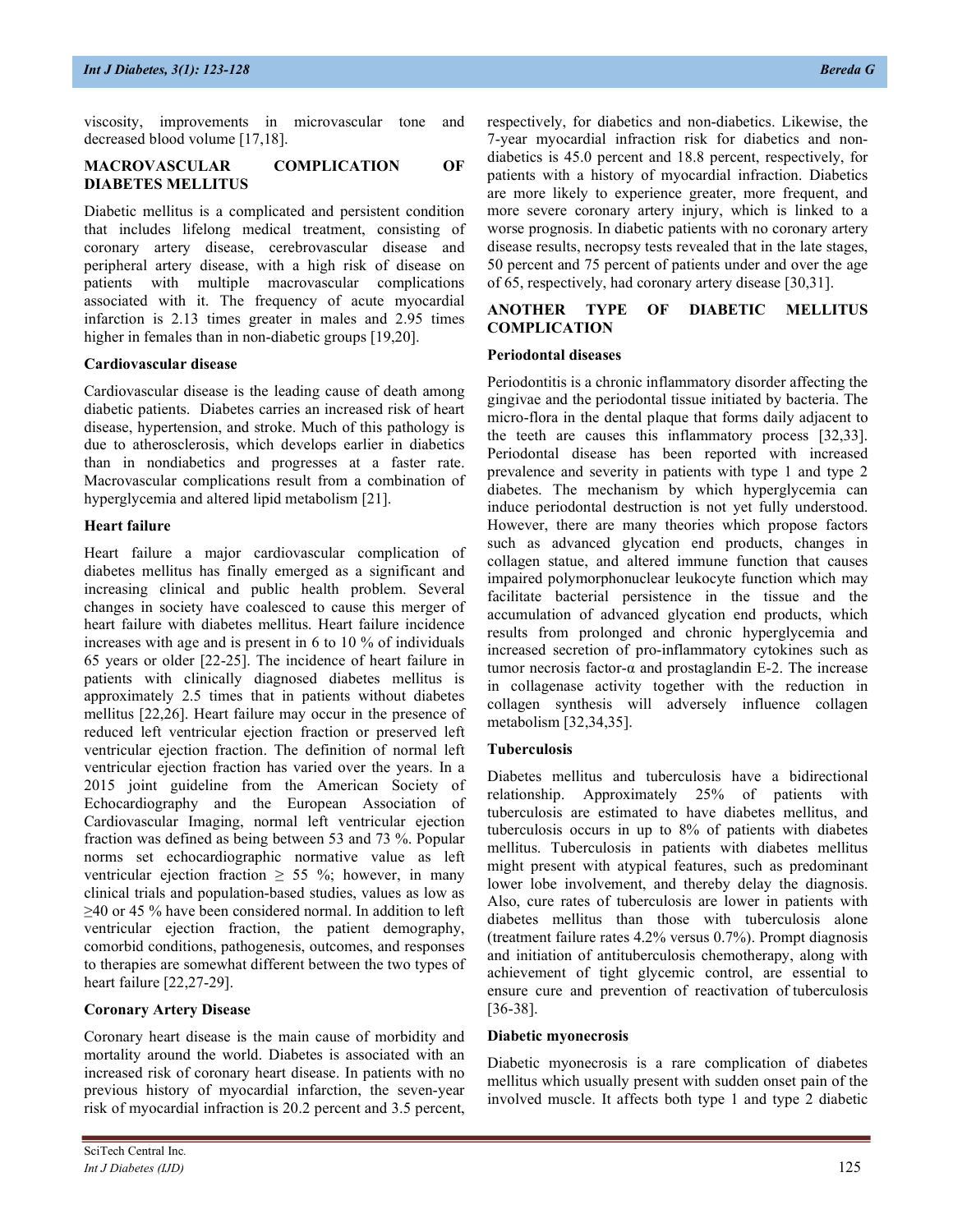viscosity, improvements in microvascular tone and decreased blood volume [17,18].

## MACROVASCULAR COMPLICATION OF DIABETES MELLITUS

Diabetic mellitus is a complicated and persistent condition that includes lifelong medical treatment, consisting of coronary artery disease, cerebrovascular disease and peripheral artery disease, with a high risk of disease on patients with multiple macrovascular complications associated with it. The frequency of acute myocardial infarction is 2.13 times greater in males and 2.95 times higher in females than in non-diabetic groups [19,20].

### Cardiovascular disease

Cardiovascular disease is the leading cause of death among diabetic patients. Diabetes carries an increased risk of heart disease, hypertension, and stroke. Much of this pathology is due to atherosclerosis, which develops earlier in diabetics than in nondiabetics and progresses at a faster rate. Macrovascular complications result from a combination of hyperglycemia and altered lipid metabolism [21].

### Heart failure

Heart failure a major cardiovascular complication of diabetes mellitus has finally emerged as a significant and increasing clinical and public health problem. Several changes in society have coalesced to cause this merger of heart failure with diabetes mellitus. Heart failure incidence increases with age and is present in 6 to 10 % of individuals 65 years or older [22-25]. The incidence of heart failure in patients with clinically diagnosed diabetes mellitus is approximately 2.5 times that in patients without diabetes mellitus [22,26]. Heart failure may occur in the presence of reduced left ventricular ejection fraction or preserved left ventricular ejection fraction. The definition of normal left ventricular ejection fraction has varied over the years. In a 2015 joint guideline from the American Society of Echocardiography and the European Association of Cardiovascular Imaging, normal left ventricular ejection fraction was defined as being between 53 and 73 %. Popular norms set echocardiographic normative value as left ventricular ejection fraction ≥ 55 %; however, in many clinical trials and population-based studies, values as low as ≥40 or 45 % have been considered normal. In addition to left ventricular ejection fraction, the patient demography, comorbid conditions, pathogenesis, outcomes, and responses to therapies are somewhat different between the two types of heart failure [22,27-29].

### Coronary Artery Disease

Coronary heart disease is the main cause of morbidity and mortality around the world. Diabetes is associated with an increased risk of coronary heart disease. In patients with no previous history of myocardial infarction, the seven-year risk of myocardial infraction is 20.2 percent and 3.5 percent, respectively, for diabetics and non-diabetics. Likewise, the 7-year myocardial infraction risk for diabetics and non-diabetics is 45.0 percent and 18.8 percent, respectively, for patients with a history of myocardial infraction. Diabetics are more likely to experience greater, more frequent, and more severe coronary artery injury, which is linked to a worse prognosis. In diabetic patients with no coronary artery disease results, necropsy tests revealed that in the late stages, 50 percent and 75 percent of patients under and over the age of 65, respectively, had coronary artery disease [30,31].

## ANOTHER TYPE OF DIABETIC MELLITUS COMPLICATION

### Periodontal diseases

Periodontitis is a chronic inflammatory disorder affecting the gingivae and the periodontal tissue initiated by bacteria. The micro-flora in the dental plaque that forms daily adjacent to the teeth are causes this inflammatory process [32,33]. Periodontal disease has been reported with increased prevalence and severity in patients with type 1 and type 2 diabetes. The mechanism by which hyperglycemia can induce periodontal destruction is not yet fully understood. However, there are many theories which propose factors such as advanced glycation end products, changes in collagen statue, and altered immune function that causes impaired polymorphonuclear leukocyte function which may facilitate bacterial persistence in the tissue and the accumulation of advanced glycation end products, which results from prolonged and chronic hyperglycemia and increased secretion of pro-inflammatory cytokines such as tumor necrosis factor-α and prostaglandin E-2. The increase in collagenase activity together with the reduction in collagen synthesis will adversely influence collagen metabolism [32,34,35].

### Tuberculosis

Diabetes mellitus and tuberculosis have a bidirectional relationship. Approximately 25% of patients with tuberculosis are estimated to have diabetes mellitus, and tuberculosis occurs in up to 8% of patients with diabetes mellitus. Tuberculosis in patients with diabetes mellitus might present with atypical features, such as predominant lower lobe involvement, and thereby delay the diagnosis. Also, cure rates of tuberculosis are lower in patients with diabetes mellitus than those with tuberculosis alone (treatment failure rates 4.2% versus 0.7%). Prompt diagnosis and initiation of antituberculosis chemotherapy, along with achievement of tight glycemic control, are essential to ensure cure and prevention of reactivation of tuberculosis [36-38].

### Diabetic myonecrosis

Diabetic myonecrosis is a rare complication of diabetes mellitus which usually present with sudden onset pain of the involved muscle. It affects both type 1 and type 2 diabetic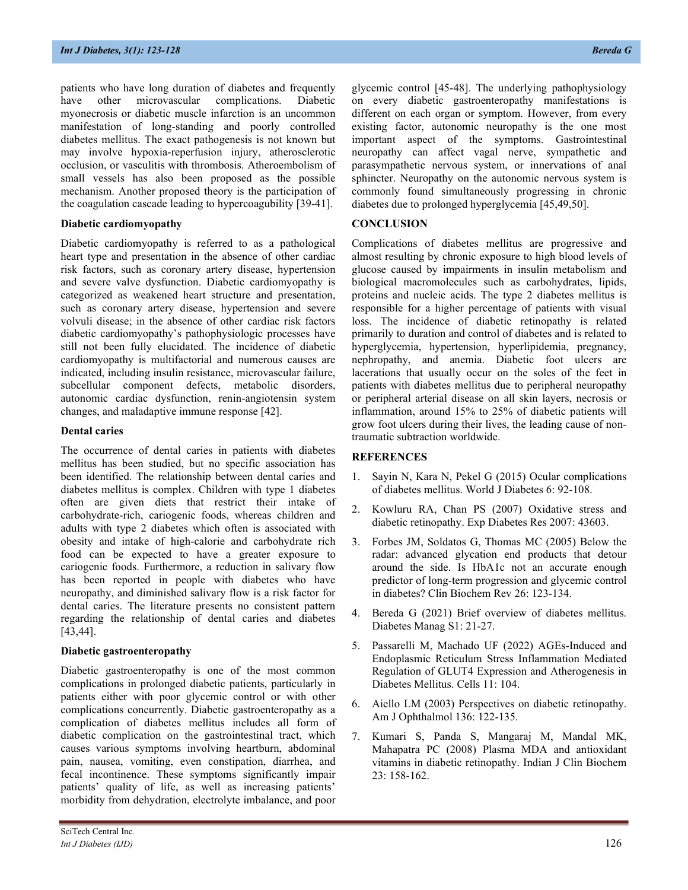patients who have long duration of diabetes and frequently have other microvascular complications. Diabetic myonecrosis or diabetic muscle infarction is an uncommon manifestation of long-standing and poorly controlled diabetes mellitus. The exact pathogenesis is not known but may involve hypoxia-reperfusion injury, atherosclerotic occlusion, or vasculitis with thrombosis. Atheroembolism of small vessels has also been proposed as the possible mechanism. Another proposed theory is the participation of the coagulation cascade leading to hypercoagubility [39-41].

### Diabetic cardiomyopathy

Diabetic cardiomyopathy is referred to as a pathological heart type and presentation in the absence of other cardiac risk factors, such as coronary artery disease, hypertension and severe valve dysfunction. Diabetic cardiomyopathy is categorized as weakened heart structure and presentation, such as coronary artery disease, hypertension and severe volvuli disease; in the absence of other cardiac risk factors diabetic cardiomyopathy's pathophysiologic processes have still not been fully elucidated. The incidence of diabetic cardiomyopathy is multifactorial and numerous causes are indicated, including insulin resistance, microvascular failure, subcellular component defects, metabolic disorders, autonomic cardiac dysfunction, renin-angiotensin system changes, and maladaptive immune response [42].

### Dental caries

The occurrence of dental caries in patients with diabetes mellitus has been studied, but no specific association has been identified. The relationship between dental caries and diabetes mellitus is complex. Children with type 1 diabetes often are given diets that restrict their intake of carbohydrate-rich, cariogenic foods, whereas children and adults with type 2 diabetes which often is associated with obesity and intake of high-calorie and carbohydrate rich food can be expected to have a greater exposure to cariogenic foods. Furthermore, a reduction in salivary flow has been reported in people with diabetes who have neuropathy, and diminished salivary flow is a risk factor for dental caries. The literature presents no consistent pattern regarding the relationship of dental caries and diabetes [43,44].

### Diabetic gastroenteropathy

Diabetic gastroenteropathy is one of the most common complications in prolonged diabetic patients, particularly in patients either with poor glycemic control or with other complications concurrently. Diabetic gastroenteropathy as a complication of diabetes mellitus includes all form of diabetic complication on the gastrointestinal tract, which causes various symptoms involving heartburn, abdominal pain, nausea, vomiting, even constipation, diarrhea, and fecal incontinence. These symptoms significantly impair patients' quality of life, as well as increasing patients' morbidity from dehydration, electrolyte imbalance, and poor glycemic control [45-48]. The underlying pathophysiology on every diabetic gastroenteropathy manifestations is different on each organ or symptom. However, from every existing factor, autonomic neuropathy is the one most important aspect of the symptoms. Gastrointestinal neuropathy can affect vagal nerve, sympathetic and parasympathetic nervous system, or innervations of anal sphincter. Neuropathy on the autonomic nervous system is commonly found simultaneously progressing in chronic diabetes due to prolonged hyperglycemia [45,49,50].

## CONCLUSION

Complications of diabetes mellitus are progressive and almost resulting by chronic exposure to high blood levels of glucose caused by impairments in insulin metabolism and biological macromolecules such as carbohydrates, lipids, proteins and nucleic acids. The type 2 diabetes mellitus is responsible for a higher percentage of patients with visual loss. The incidence of diabetic retinopathy is related primarily to duration and control of diabetes and is related to hyperglycemia, hypertension, hyperlipidemia, pregnancy, nephropathy, and anemia. Diabetic foot ulcers are lacerations that usually occur on the soles of the feet in patients with diabetes mellitus due to peripheral neuropathy or peripheral arterial disease on all skin layers, necrosis or inflammation, around 15% to 25% of diabetic patients will grow foot ulcers during their lives, the leading cause of non-traumatic subtraction worldwide.

## REFERENCES

1. Sayin N, Kara N, Pekel G (2015) Ocular complications of diabetes mellitus. World J Diabetes 6: 92-108.
2. Kowluru RA, Chan PS (2007) Oxidative stress and diabetic retinopathy. Exp Diabetes Res 2007: 43603.
3. Forbes JM, Soldatos G, Thomas MC (2005) Below the radar: advanced glycation end products that detour around the side. Is HbA1c not an accurate enough predictor of long-term progression and glycemic control in diabetes? Clin Biochem Rev 26: 123-134.
4. Bereda G (2021) Brief overview of diabetes mellitus. Diabetes Manag S1: 21-27.
5. Passarelli M, Machado UF (2022) AGEs-Induced and Endoplasmic Reticulum Stress Inflammation Mediated Regulation of GLUT4 Expression and Atherogenesis in Diabetes Mellitus. Cells 11: 104.
6. Aiello LM (2003) Perspectives on diabetic retinopathy. Am J Ophthalmol 136: 122-135.
7. Kumari S, Panda S, Mangaraj M, Mandal MK, Mahapatra PC (2008) Plasma MDA and antioxidant vitamins in diabetic retinopathy. Indian J Clin Biochem 23: 158-162.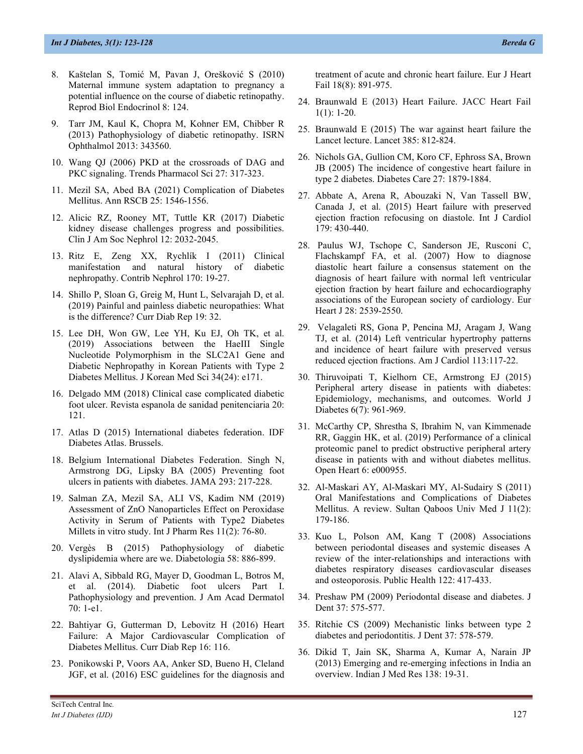8. Kaštelan S, Tomić M, Pavan J, Orešković S (2010) Maternal immune system adaptation to pregnancy a potential influence on the course of diabetic retinopathy. Reprod Biol Endocrinol 8: 124.
9. Tarr JM, Kaul K, Chopra M, Kohner EM, Chibber R (2013) Pathophysiology of diabetic retinopathy. ISRN Ophthalmol 2013: 343560.
10. Wang QJ (2006) PKD at the crossroads of DAG and PKC signaling. Trends Pharmacol Sci 27: 317-323.
11. Mezil SA, Abed BA (2021) Complication of Diabetes Mellitus. Ann RSCB 25: 1546-1556.
12. Alicic RZ, Rooney MT, Tuttle KR (2017) Diabetic kidney disease challenges progress and possibilities. Clin J Am Soc Nephrol 12: 2032-2045.
13. Ritz E, Zeng XX, Rychlík I (2011) Clinical manifestation and natural history of diabetic nephropathy. Contrib Nephrol 170: 19-27.
14. Shillo P, Sloan G, Greig M, Hunt L, Selvarajah D, et al. (2019) Painful and painless diabetic neuropathies: What is the difference? Curr Diab Rep 19: 32.
15. Lee DH, Won GW, Lee YH, Ku EJ, Oh TK, et al. (2019) Associations between the HaeIII Single Nucleotide Polymorphism in the SLC2A1 Gene and Diabetic Nephropathy in Korean Patients with Type 2 Diabetes Mellitus. J Korean Med Sci 34(24): e171.
16. Delgado MM (2018) Clinical case complicated diabetic foot ulcer. Revista espanola de sanidad penitenciaria 20: 121.
17. Atlas D (2015) International diabetes federation. IDF Diabetes Atlas. Brussels.
18. Belgium International Diabetes Federation. Singh N, Armstrong DG, Lipsky BA (2005) Preventing foot ulcers in patients with diabetes. JAMA 293: 217-228.
19. Salman ZA, Mezil SA, ALI VS, Kadim NM (2019) Assessment of ZnO Nanoparticles Effect on Peroxidase Activity in Serum of Patients with Type2 Diabetes Millets in vitro study. Int J Pharm Res 11(2): 76-80.
20. Vergès B (2015) Pathophysiology of diabetic dyslipidemia where are we. Diabetologia 58: 886-899.
21. Alavi A, Sibbald RG, Mayer D, Goodman L, Botros M, et al. (2014). Diabetic foot ulcers Part I. Pathophysiology and prevention. J Am Acad Dermatol 70: 1-e1.
22. Bahtiyar G, Gutterman D, Lebovitz H (2016) Heart Failure: A Major Cardiovascular Complication of Diabetes Mellitus. Curr Diab Rep 16: 116.
23. Ponikowski P, Voors AA, Anker SD, Bueno H, Cleland JGF, et al. (2016) ESC guidelines for the diagnosis and treatment of acute and chronic heart failure. Eur J Heart Fail 18(8): 891-975.
24. Braunwald E (2013) Heart Failure. JACC Heart Fail 1(1): 1-20.
25. Braunwald E (2015) The war against heart failure the Lancet lecture. Lancet 385: 812-824.
26. Nichols GA, Gullion CM, Koro CF, Ephross SA, Brown JB (2005) The incidence of congestive heart failure in type 2 diabetes. Diabetes Care 27: 1879-1884.
27. Abbate A, Arena R, Abouzaki N, Van Tassell BW, Canada J, et al. (2015) Heart failure with preserved ejection fraction refocusing on diastole. Int J Cardiol 179: 430-440.
28. Paulus WJ, Tschope C, Sanderson JE, Rusconi C, Flachskampf FA, et al. (2007) How to diagnose diastolic heart failure a consensus statement on the diagnosis of heart failure with normal left ventricular ejection fraction by heart failure and echocardiography associations of the European society of cardiology. Eur Heart J 28: 2539-2550.
29. Velagaleti RS, Gona P, Pencina MJ, Aragam J, Wang TJ, et al. (2014) Left ventricular hypertrophy patterns and incidence of heart failure with preserved versus reduced ejection fractions. Am J Cardiol 113:117-22.
30. Thiruvoipati T, Kielhorn CE, Armstrong EJ (2015) Peripheral artery disease in patients with diabetes: Epidemiology, mechanisms, and outcomes. World J Diabetes 6(7): 961-969.
31. McCarthy CP, Shrestha S, Ibrahim N, van Kimmenade RR, Gaggin HK, et al. (2019) Performance of a clinical proteomic panel to predict obstructive peripheral artery disease in patients with and without diabetes mellitus. Open Heart 6: e000955.
32. Al-Maskari AY, Al-Maskari MY, Al-Sudairy S (2011) Oral Manifestations and Complications of Diabetes Mellitus. A review. Sultan Qaboos Univ Med J 11(2): 179-186.
33. Kuo L, Polson AM, Kang T (2008) Associations between periodontal diseases and systemic diseases A review of the inter-relationships and interactions with diabetes respiratory diseases cardiovascular diseases and osteoporosis. Public Health 122: 417-433.
34. Preshaw PM (2009) Periodontal disease and diabetes. J Dent 37: 575-577.
35. Ritchie CS (2009) Mechanistic links between type 2 diabetes and periodontitis. J Dent 37: 578-579.
36. Dikid T, Jain SK, Sharma A, Kumar A, Narain JP (2013) Emerging and re-emerging infections in India an overview. Indian J Med Res 138: 19-31.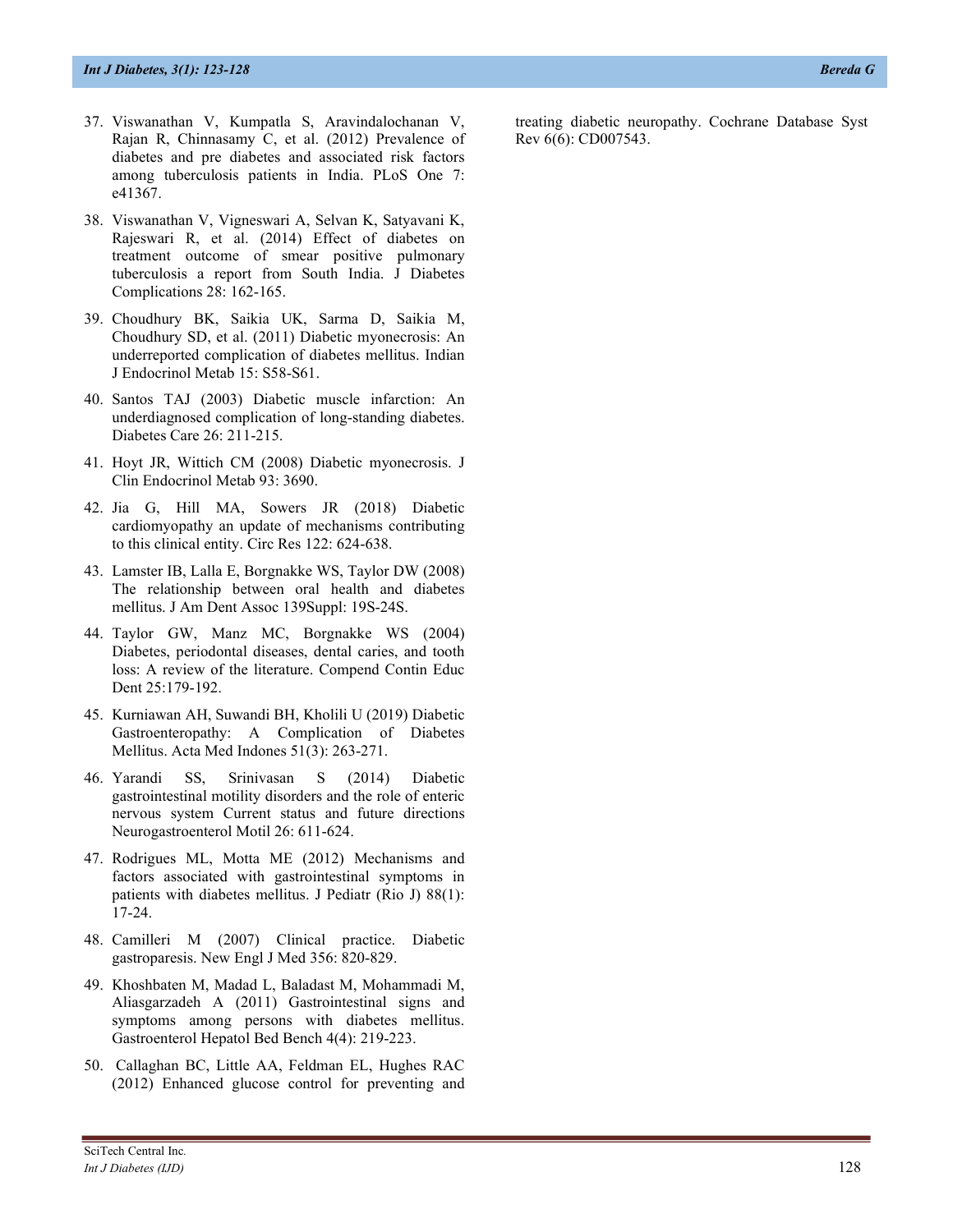37. Viswanathan V, Kumpatla S, Aravindalochanan V, Rajan R, Chinnasamy C, et al. (2012) Prevalence of diabetes and pre diabetes and associated risk factors among tuberculosis patients in India. PLoS One 7: e41367.

38. Viswanathan V, Vigneswari A, Selvan K, Satyavani K, Rajeswari R, et al. (2014) Effect of diabetes on treatment outcome of smear positive pulmonary tuberculosis a report from South India. J Diabetes Complications 28: 162-165.

39. Choudhury BK, Saikia UK, Sarma D, Saikia M, Choudhury SD, et al. (2011) Diabetic myonecrosis: An underreported complication of diabetes mellitus. Indian J Endocrinol Metab 15: S58-S61.

40. Santos TAJ (2003) Diabetic muscle infarction: An underdiagnosed complication of long-standing diabetes. Diabetes Care 26: 211-215.

41. Hoyt JR, Wittich CM (2008) Diabetic myonecrosis. J Clin Endocrinol Metab 93: 3690.

42. Jia G, Hill MA, Sowers JR (2018) Diabetic cardiomyopathy an update of mechanisms contributing to this clinical entity. Circ Res 122: 624-638.

43. Lamster IB, Lalla E, Borgnakke WS, Taylor DW (2008) The relationship between oral health and diabetes mellitus. J Am Dent Assoc 139Suppl: 19S-24S.

44. Taylor GW, Manz MC, Borgnakke WS (2004) Diabetes, periodontal diseases, dental caries, and tooth loss: A review of the literature. Compend Contin Educ Dent 25:179-192.

45. Kurniawan AH, Suwandi BH, Kholili U (2019) Diabetic Gastroenteropathy: A Complication of Diabetes Mellitus. Acta Med Indones 51(3): 263-271.

46. Yarandi SS, Srinivasan S (2014) Diabetic gastrointestinal motility disorders and the role of enteric nervous system Current status and future directions Neurogastroenterol Motil 26: 611-624.

47. Rodrigues ML, Motta ME (2012) Mechanisms and factors associated with gastrointestinal symptoms in patients with diabetes mellitus. J Pediatr (Rio J) 88(1): 17-24.

48. Camilleri M (2007) Clinical practice. Diabetic gastroparesis. New Engl J Med 356: 820-829.

49. Khoshbaten M, Madad L, Baladast M, Mohammadi M, Aliasgarzadeh A (2011) Gastrointestinal signs and symptoms among persons with diabetes mellitus. Gastroenterol Hepatol Bed Bench 4(4): 219-223.

50. Callaghan BC, Little AA, Feldman EL, Hughes RAC (2012) Enhanced glucose control for preventing and treating diabetic neuropathy. Cochrane Database Syst Rev 6(6): CD007543.